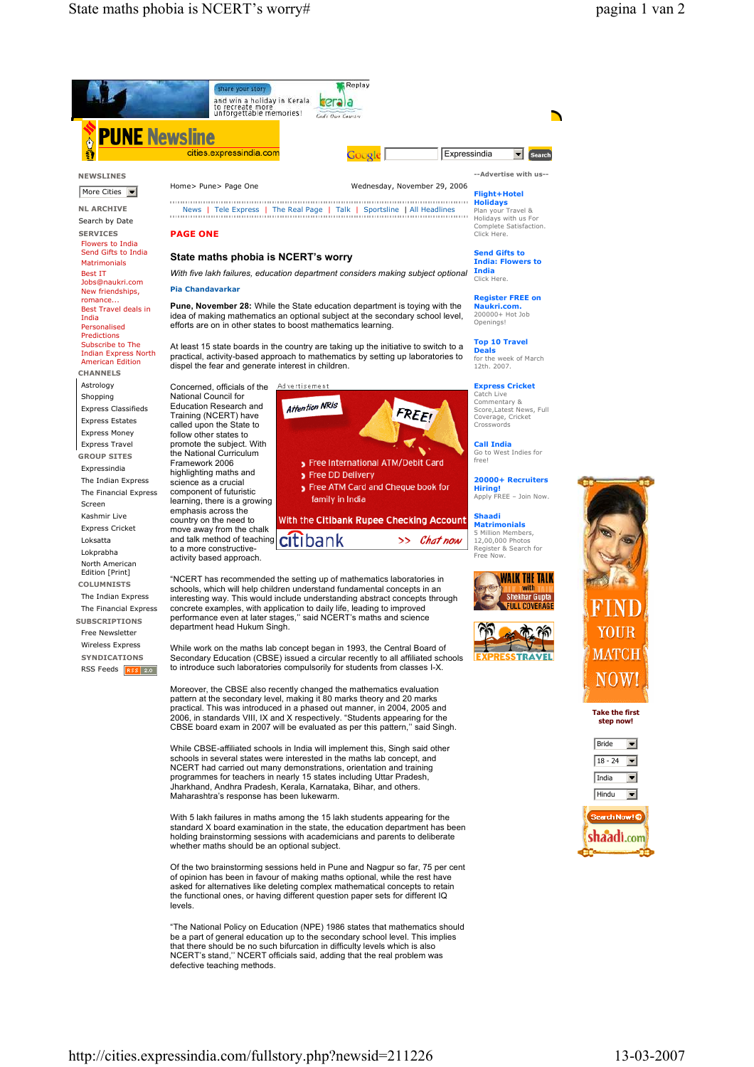Home> Pune> Page One

Wednesday, November 29, 2006

News | Tele Express | The Real Page | Talk | Sportsline | All Headlines

## PAGE ONE

# State maths phobia is NCERT's worry

*With five lakh failures, education department considers making subject optional*

**Pia Chandavarkar**

**Pune, November 28:** While the State education department is toying with the idea of making mathematics an optional subject at the secondary school level, efforts are on in other states to boost mathematics learning.

At least 15 state boards in the country are taking up the initiative to switch to a practical, activity-based approach to mathematics by setting up laboratories to dispel the fear and generate interest in children.

Concerned, officials of the National Council for Education Research and Training (NCERT) have called upon the State to follow other states to promote the subject. With the National Curriculum Framework 2006 highlighting maths and science as a crucial component of futuristic learning, there is a growing emphasis across the country on the need to move away from the chalk and talk method of teaching to a more constructive-activity based approach.

"NCERT has recommended the setting up of mathematics laboratories in schools, which will help children understand fundamental concepts in an interesting way. This would include understanding abstract concepts through concrete examples, with application to daily life, leading to improved performance even at later stages," said NCERT's maths and science department head Hukum Singh.

While work on the maths lab concept began in 1993, the Central Board of Secondary Education (CBSE) issued a circular recently to all affiliated schools to introduce such laboratories compulsorily for students from classes I-X.

Moreover, the CBSE also recently changed the mathematics evaluation pattern at the secondary level, making it 80 marks theory and 20 marks practical. This was introduced in a phased out manner, in 2004, 2005 and 2006, in standards VIII, IX and X respectively. "Students appearing for the CBSE board exam in 2007 will be evaluated as per this pattern," said Singh.

While CBSE-affiliated schools in India will implement this, Singh said other schools in several states were interested in the maths lab concept, and NCERT had carried out many demonstrations, orientation and training programmes for teachers in nearly 15 states including Uttar Pradesh, Jharkhand, Andhra Pradesh, Kerala, Karnataka, Bihar, and others. Maharashtra's response has been lukewarm.

With 5 lakh failures in maths among the 15 lakh students appearing for the standard X board examination in the state, the education department has been holding brainstorming sessions with academicians and parents to deliberate whether maths should be an optional subject.

Of the two brainstorming sessions held in Pune and Nagpur so far, 75 per cent of opinion has been in favour of making maths optional, while the rest have asked for alternatives like deleting complex mathematical concepts to retain the functional ones, or having different question paper sets for different IQ levels.

"The National Policy on Education (NPE) 1986 states that mathematics should be a part of general education up to the secondary school level. This implies that there should be no such bifurcation in difficulty levels which is also NCERT's stand," NCERT officials said, adding that the real problem was defective teaching methods.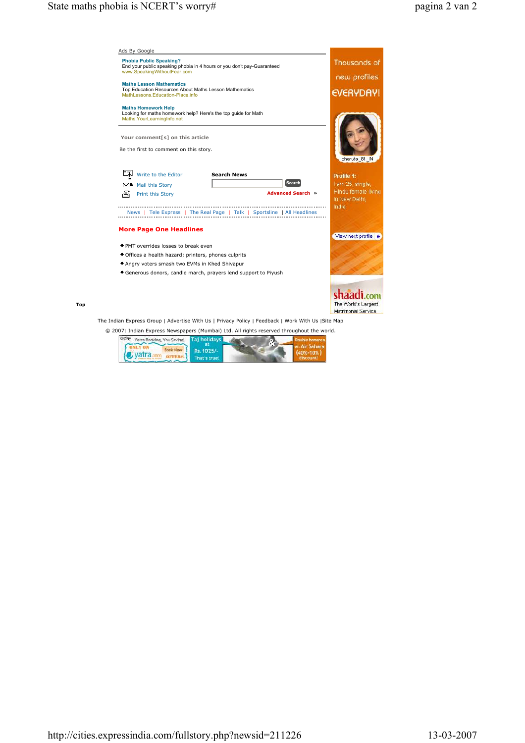Ads By Google

**Phobia Public Speaking?**
End your public speaking phobia in 4 hours or you don't pay-Guaranteed
www.SpeakingWithoutFear.com

**Maths Lesson Mathematics**
Top Education Resources About Maths Lesson Mathematics
MathLessons.Education-Place.info

**Maths Homework Help**
Looking for maths homework help? Here's the top guide for Math
Maths.YourLearningInfo.net

Thousands of new profiles EVERYDAY!

charuta_81_IN

Profile 1:
I am 25, single, Hindu female living in New Delhi, India

View next profile

shaadi.com
The World's Largest Matrimonial Service

**Your comment[s] on this article**

Be the first to comment on this story.

Write to the Editor
Mail this Story
Print this Story

**Search News**

Search

**Advanced Search** »

News | Tele Express | The Real Page | Talk | Sportsline | All Headlines

## More Page One Headlines

- PMT overrides losses to break even
- Offices a health hazard; printers, phones culprits
- Angry voters smash two EVMs in Khed Shivapur
- Generous donors, candle march, prayers lend support to Piyush

**Top**

The Indian Express Group | Advertise With Us | Privacy Policy | Feedback | Work With Us |Site Map

© 2007: Indian Express Newspapers (Mumbai) Ltd. All rights reserved throughout the world.

Replay Yatra Booking, You Saving! ONLY ON yatra.com Book Now OFFERS Taj holidays at Rs. 1025/- That's true! & Double bonanza on Air Sahara (40%+10%) discount!